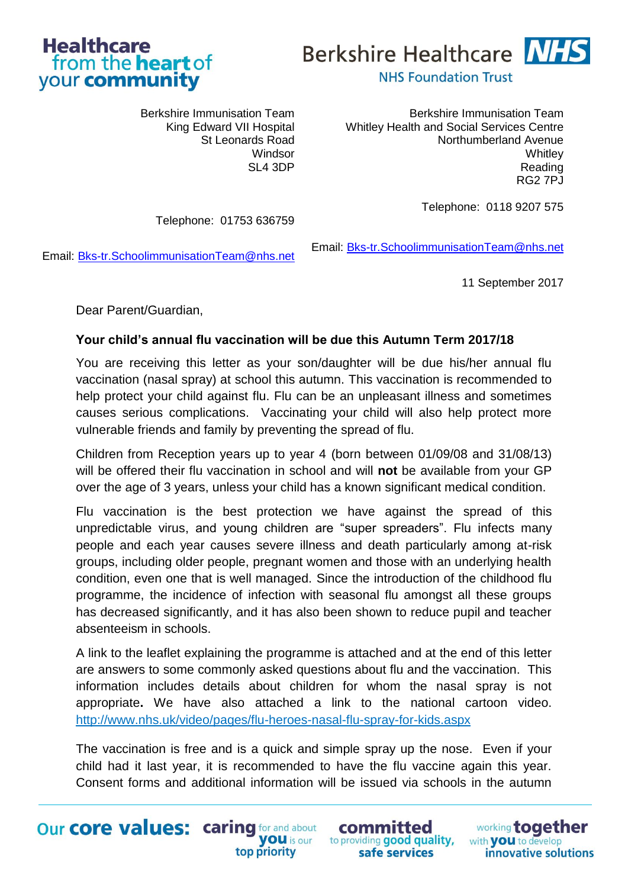Healthcare from the heart of your community

Berkshire Healthcare NHS Foundation Trust

Berkshire Immunisation Team
King Edward VII Hospital
St Leonards Road
Windsor
SL4 3DP

Telephone: 01753 636759

Email: [Bks-tr.SchoolimmunisationTeam@nhs.net](mailto:Bks-tr.SchoolimmunisationTeam@nhs.net)

Berkshire Immunisation Team
Whitley Health and Social Services Centre
Northumberland Avenue
Whitley
Reading
RG2 7PJ

Telephone: 0118 9207 575

Email: [Bks-tr.SchoolimmunisationTeam@nhs.net](mailto:Bks-tr.SchoolimmunisationTeam@nhs.net)

11 September 2017

Dear Parent/Guardian,

**Your child's annual flu vaccination will be due this Autumn Term 2017/18**

You are receiving this letter as your son/daughter will be due his/her annual flu vaccination (nasal spray) at school this autumn. This vaccination is recommended to help protect your child against flu. Flu can be an unpleasant illness and sometimes causes serious complications. Vaccinating your child will also help protect more vulnerable friends and family by preventing the spread of flu.

Children from Reception years up to year 4 (born between 01/09/08 and 31/08/13) will be offered their flu vaccination in school and will **not** be available from your GP over the age of 3 years, unless your child has a known significant medical condition.

Flu vaccination is the best protection we have against the spread of this unpredictable virus, and young children are "super spreaders". Flu infects many people and each year causes severe illness and death particularly among at-risk groups, including older people, pregnant women and those with an underlying health condition, even one that is well managed. Since the introduction of the childhood flu programme, the incidence of infection with seasonal flu amongst all these groups has decreased significantly, and it has also been shown to reduce pupil and teacher absenteeism in schools.

A link to the leaflet explaining the programme is attached and at the end of this letter are answers to some commonly asked questions about flu and the vaccination. This information includes details about children for whom the nasal spray is not appropriate**.** We have also attached a link to the national cartoon video. [http://www.nhs.uk/video/pages/flu-heroes-nasal-flu-spray-for-kids.aspx](http://www.nhs.uk/video/pages/flu-heroes-nasal-flu-spray-for-kids.aspx)

The vaccination is free and is a quick and simple spray up the nose. Even if your child had it last year, it is recommended to have the flu vaccine again this year. Consent forms and additional information will be issued via schools in the autumn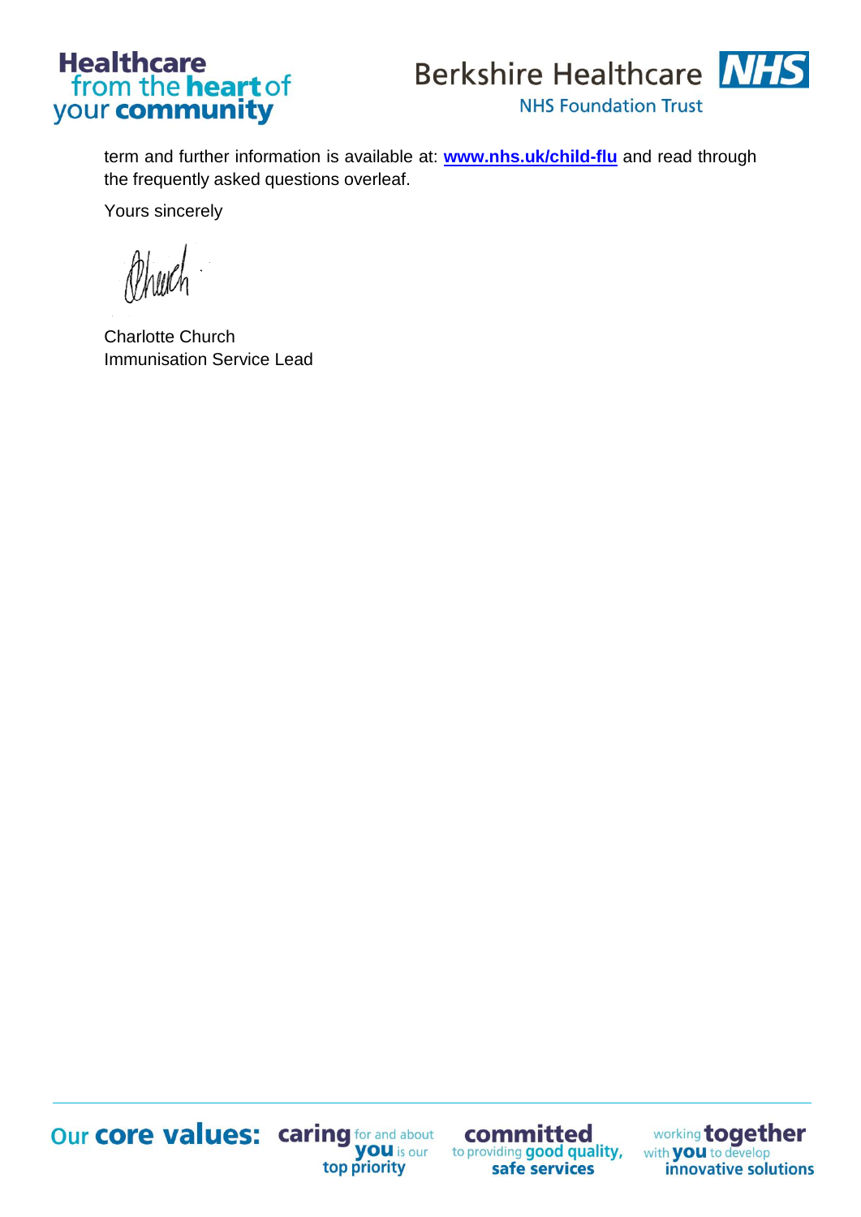term and further information is available at: **www.nhs.uk/child-flu** and read through the frequently asked questions overleaf.

Yours sincerely

Charlotte Church
Immunisation Service Lead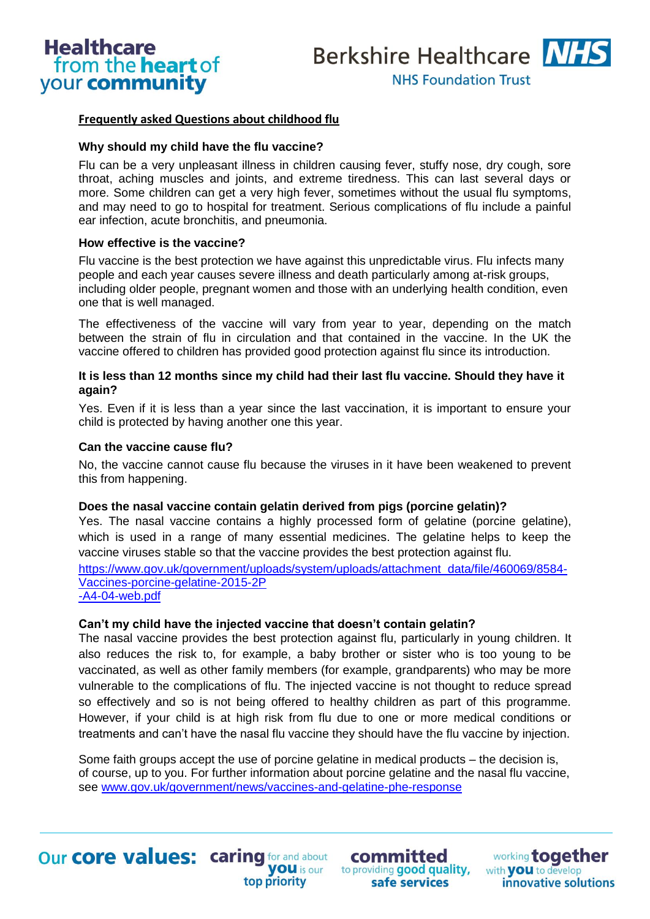## Frequently asked Questions about childhood flu

### Why should my child have the flu vaccine?

Flu can be a very unpleasant illness in children causing fever, stuffy nose, dry cough, sore throat, aching muscles and joints, and extreme tiredness. This can last several days or more. Some children can get a very high fever, sometimes without the usual flu symptoms, and may need to go to hospital for treatment. Serious complications of flu include a painful ear infection, acute bronchitis, and pneumonia.

### How effective is the vaccine?

Flu vaccine is the best protection we have against this unpredictable virus. Flu infects many people and each year causes severe illness and death particularly among at-risk groups, including older people, pregnant women and those with an underlying health condition, even one that is well managed.

The effectiveness of the vaccine will vary from year to year, depending on the match between the strain of flu in circulation and that contained in the vaccine. In the UK the vaccine offered to children has provided good protection against flu since its introduction.

### It is less than 12 months since my child had their last flu vaccine. Should they have it again?

Yes. Even if it is less than a year since the last vaccination, it is important to ensure your child is protected by having another one this year.

### Can the vaccine cause flu?

No, the vaccine cannot cause flu because the viruses in it have been weakened to prevent this from happening.

### Does the nasal vaccine contain gelatin derived from pigs (porcine gelatin)?

Yes. The nasal vaccine contains a highly processed form of gelatine (porcine gelatine), which is used in a range of many essential medicines. The gelatine helps to keep the vaccine viruses stable so that the vaccine provides the best protection against flu.

https://www.gov.uk/government/uploads/system/uploads/attachment_data/file/460069/8584-Vaccines-porcine-gelatine-2015-2P-A4-04-web.pdf

### Can't my child have the injected vaccine that doesn't contain gelatin?

The nasal vaccine provides the best protection against flu, particularly in young children. It also reduces the risk to, for example, a baby brother or sister who is too young to be vaccinated, as well as other family members (for example, grandparents) who may be more vulnerable to the complications of flu. The injected vaccine is not thought to reduce spread so effectively and so is not being offered to healthy children as part of this programme. However, if your child is at high risk from flu due to one or more medical conditions or treatments and can't have the nasal flu vaccine they should have the flu vaccine by injection.

Some faith groups accept the use of porcine gelatine in medical products – the decision is, of course, up to you. For further information about porcine gelatine and the nasal flu vaccine, see www.gov.uk/government/news/vaccines-and-gelatine-phe-response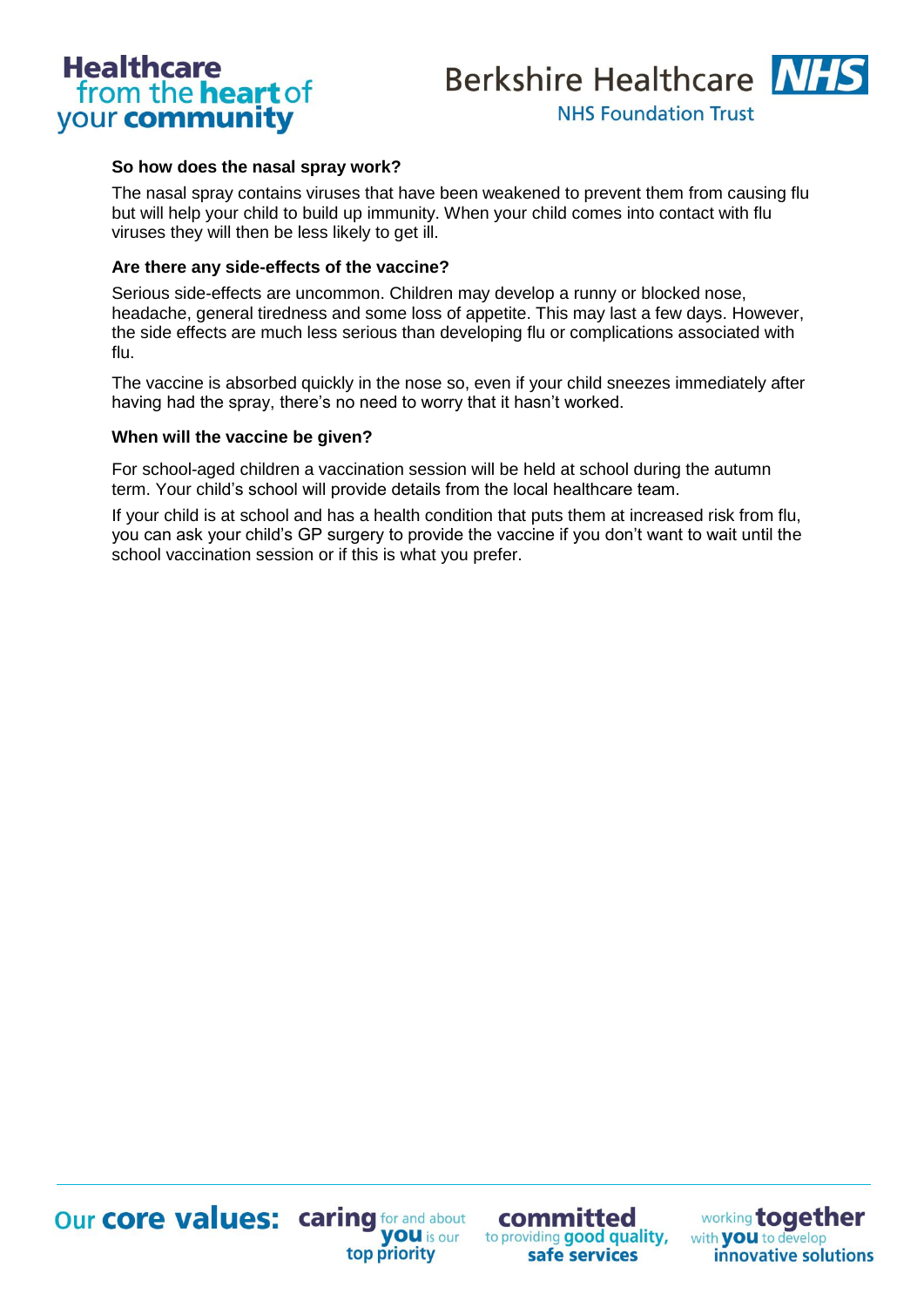### So how does the nasal spray work?

The nasal spray contains viruses that have been weakened to prevent them from causing flu but will help your child to build up immunity. When your child comes into contact with flu viruses they will then be less likely to get ill.

### Are there any side-effects of the vaccine?

Serious side-effects are uncommon. Children may develop a runny or blocked nose, headache, general tiredness and some loss of appetite. This may last a few days. However, the side effects are much less serious than developing flu or complications associated with flu.

The vaccine is absorbed quickly in the nose so, even if your child sneezes immediately after having had the spray, there's no need to worry that it hasn't worked.

### When will the vaccine be given?

For school-aged children a vaccination session will be held at school during the autumn term. Your child's school will provide details from the local healthcare team.

If your child is at school and has a health condition that puts them at increased risk from flu, you can ask your child's GP surgery to provide the vaccine if you don't want to wait until the school vaccination session or if this is what you prefer.